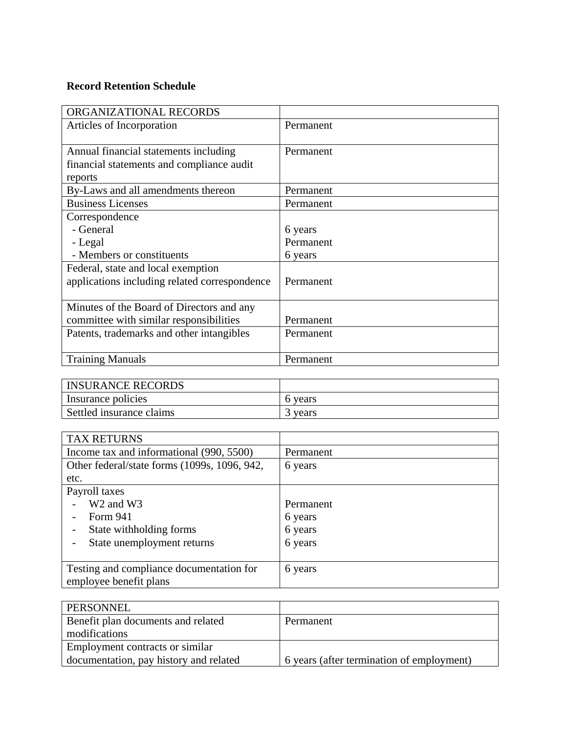**Record Retention Schedule**

| ORGANIZATIONAL RECORDS | |
|---|---|
| Articles of Incorporation | Permanent |
| Annual financial statements including financial statements and compliance audit reports | Permanent |
| By-Laws and all amendments thereon | Permanent |
| Business Licenses | Permanent |
| Correspondence<br>- General<br>- Legal<br>- Members or constituents | <br>6 years<br>Permanent<br>6 years |
| Federal, state and local exemption applications including related correspondence | Permanent |
| Minutes of the Board of Directors and any committee with similar responsibilities | Permanent |
| Patents, trademarks and other intangibles | Permanent |
| Training Manuals | Permanent |

| INSURANCE RECORDS | |
|---|---|
| Insurance policies | 6 years |
| Settled insurance claims | 3 years |

| TAX RETURNS | |
|---|---|
| Income tax and informational (990, 5500) | Permanent |
| Other federal/state forms (1099s, 1096, 942, etc. | 6 years |
| Payroll taxes<br>- W2 and W3<br>- Form 941<br>- State withholding forms<br>- State unemployment returns | <br>Permanent<br>6 years<br>6 years<br>6 years |
| Testing and compliance documentation for employee benefit plans | 6 years |

| PERSONNEL | |
|---|---|
| Benefit plan documents and related modifications | Permanent |
| Employment contracts or similar documentation, pay history and related | 6 years (after termination of employment) |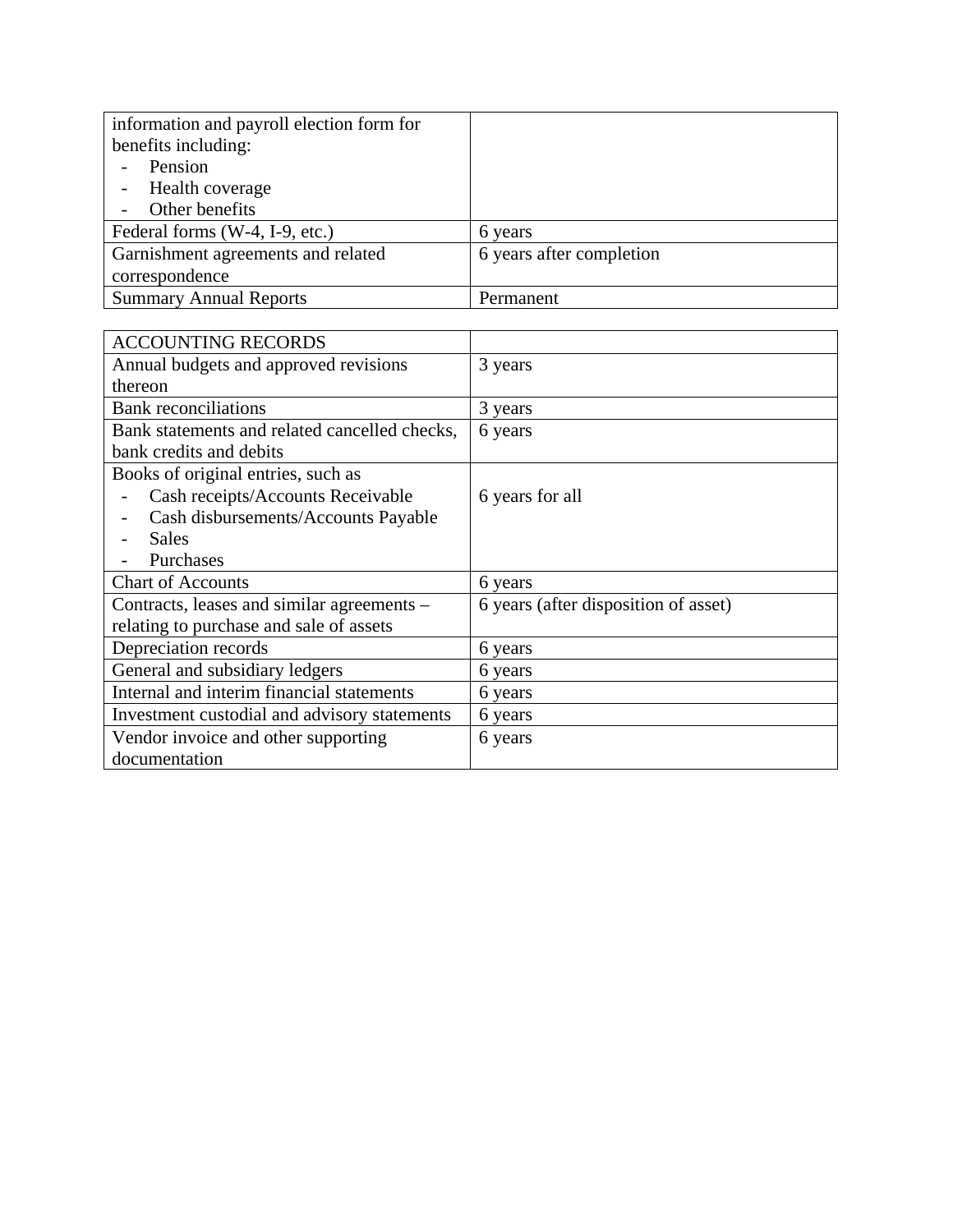| | |
|---|---|
| information and payroll election form for benefits including:<br>- Pension<br>- Health coverage<br>- Other benefits | |
| Federal forms (W-4, I-9, etc.) | 6 years |
| Garnishment agreements and related correspondence | 6 years after completion |
| Summary Annual Reports | Permanent |

| ACCOUNTING RECORDS | |
|---|---|
| Annual budgets and approved revisions thereon | 3 years |
| Bank reconciliations | 3 years |
| Bank statements and related cancelled checks, bank credits and debits | 6 years |
| Books of original entries, such as<br>- Cash receipts/Accounts Receivable<br>- Cash disbursements/Accounts Payable<br>- Sales<br>- Purchases | 6 years for all |
| Chart of Accounts | 6 years |
| Contracts, leases and similar agreements – relating to purchase and sale of assets | 6 years (after disposition of asset) |
| Depreciation records | 6 years |
| General and subsidiary ledgers | 6 years |
| Internal and interim financial statements | 6 years |
| Investment custodial and advisory statements | 6 years |
| Vendor invoice and other supporting documentation | 6 years |